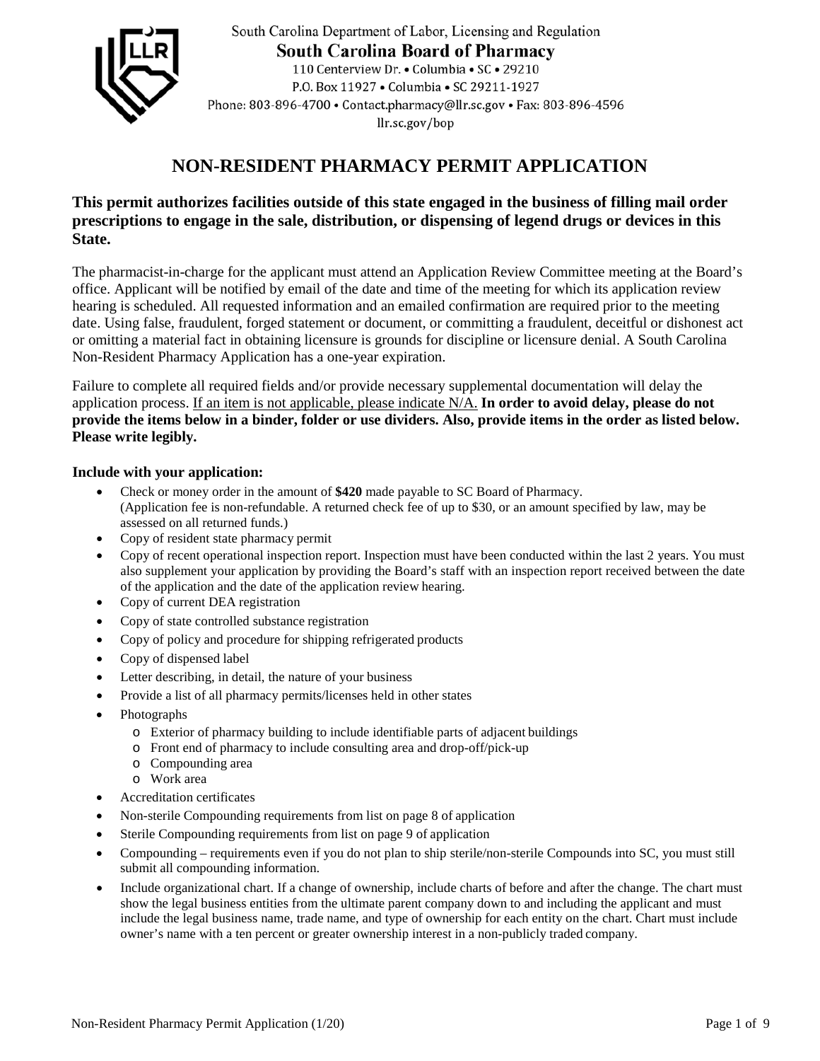South Carolina Department of Labor, Licensing and Regulation

**South Carolina Board of Pharmacy**

110 Centerview Dr. • Columbia • SC • 29210
P.O. Box 11927 • Columbia • SC 29211-1927
Phone: 803-896-4700 • Contact.pharmacy@llr.sc.gov • Fax: 803-896-4596
llr.sc.gov/bop

# NON-RESIDENT PHARMACY PERMIT APPLICATION

### This permit authorizes facilities outside of this state engaged in the business of filling mail order prescriptions to engage in the sale, distribution, or dispensing of legend drugs or devices in this State.

The pharmacist-in-charge for the applicant must attend an Application Review Committee meeting at the Board's office. Applicant will be notified by email of the date and time of the meeting for which its application review hearing is scheduled. All requested information and an emailed confirmation are required prior to the meeting date. Using false, fraudulent, forged statement or document, or committing a fraudulent, deceitful or dishonest act or omitting a material fact in obtaining licensure is grounds for discipline or licensure denial. A South Carolina Non-Resident Pharmacy Application has a one-year expiration.

Failure to complete all required fields and/or provide necessary supplemental documentation will delay the application process. If an item is not applicable, please indicate N/A. **In order to avoid delay, please do not provide the items below in a binder, folder or use dividers. Also, provide items in the order as listed below. Please write legibly.**

**Include with your application:**

- Check or money order in the amount of **$420** made payable to SC Board of Pharmacy. (Application fee is non-refundable. A returned check fee of up to $30, or an amount specified by law, may be assessed on all returned funds.)
- Copy of resident state pharmacy permit
- Copy of recent operational inspection report. Inspection must have been conducted within the last 2 years. You must also supplement your application by providing the Board's staff with an inspection report received between the date of the application and the date of the application review hearing.
- Copy of current DEA registration
- Copy of state controlled substance registration
- Copy of policy and procedure for shipping refrigerated products
- Copy of dispensed label
- Letter describing, in detail, the nature of your business
- Provide a list of all pharmacy permits/licenses held in other states
- Photographs
  - Exterior of pharmacy building to include identifiable parts of adjacent buildings
  - Front end of pharmacy to include consulting area and drop-off/pick-up
  - Compounding area
  - Work area
- Accreditation certificates
- Non-sterile Compounding requirements from list on page 8 of application
- Sterile Compounding requirements from list on page 9 of application
- Compounding – requirements even if you do not plan to ship sterile/non-sterile Compounds into SC, you must still submit all compounding information.
- Include organizational chart. If a change of ownership, include charts of before and after the change. The chart must show the legal business entities from the ultimate parent company down to and including the applicant and must include the legal business name, trade name, and type of ownership for each entity on the chart. Chart must include owner's name with a ten percent or greater ownership interest in a non-publicly traded company.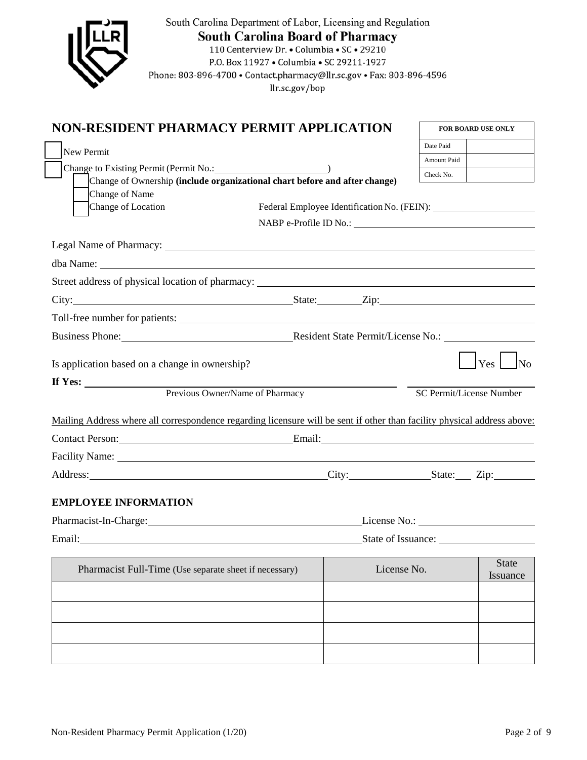South Carolina Department of Labor, Licensing and Regulation

**South Carolina Board of Pharmacy**

110 Centerview Dr. • Columbia • SC • 29210
P.O. Box 11927 • Columbia • SC 29211-1927
Phone: 803-896-4700 • Contact.pharmacy@llr.sc.gov • Fax: 803-896-4596
llr.sc.gov/bop

# NON-RESIDENT PHARMACY PERMIT APPLICATION

| FOR BOARD USE ONLY | |
|---|---|
| Date Paid | |
| Amount Paid | |
| Check No. | |

☐ New Permit

☐ Change to Existing Permit (Permit No.:\_\_\_\_\_\_\_\_\_\_\_\_\_\_\_\_\_\_\_\_\_\_)

- ☐ Change of Ownership **(include organizational chart before and after change)**
- ☐ Change of Name
- ☐ Change of Location

Federal Employee Identification No. (FEIN): \_\_\_\_\_\_\_\_\_\_\_\_\_\_\_\_\_\_\_\_

NABP e-Profile ID No.: \_\_\_\_\_\_\_\_\_\_\_\_\_\_\_\_\_\_\_\_

Legal Name of Pharmacy: \_\_\_\_\_\_\_\_\_\_\_\_\_\_\_\_\_\_\_\_

dba Name: \_\_\_\_\_\_\_\_\_\_\_\_\_\_\_\_\_\_\_\_

Street address of physical location of pharmacy: \_\_\_\_\_\_\_\_\_\_\_\_\_\_\_\_\_\_\_\_

City: \_\_\_\_\_\_\_\_\_\_\_\_\_\_\_\_\_\_\_\_ State: \_\_\_\_\_\_\_\_ Zip: \_\_\_\_\_\_\_\_\_\_\_\_\_\_\_\_\_\_\_\_

Toll-free number for patients: \_\_\_\_\_\_\_\_\_\_\_\_\_\_\_\_\_\_\_\_

Business Phone: \_\_\_\_\_\_\_\_\_\_\_\_\_\_\_\_\_\_\_\_ Resident State Permit/License No.: \_\_\_\_\_\_\_\_\_\_\_\_\_\_\_\_\_\_\_\_

Is application based on a change in ownership? ☐ Yes ☐ No

**If Yes:** \_\_\_\_\_\_\_\_\_\_\_\_\_\_\_\_\_\_\_\_ \_\_\_\_\_\_\_\_\_\_\_\_\_\_\_\_\_\_\_\_
Previous Owner/Name of Pharmacy — SC Permit/License Number

<u>Mailing Address where all correspondence regarding licensure will be sent if other than facility physical address above:</u>

Contact Person: \_\_\_\_\_\_\_\_\_\_\_\_\_\_\_\_\_\_\_\_ Email: \_\_\_\_\_\_\_\_\_\_\_\_\_\_\_\_\_\_\_\_

Facility Name: \_\_\_\_\_\_\_\_\_\_\_\_\_\_\_\_\_\_\_\_

Address: \_\_\_\_\_\_\_\_\_\_\_\_\_\_\_\_\_\_\_\_ City: \_\_\_\_\_\_\_\_\_\_\_\_\_\_\_\_ State: \_\_\_ Zip: \_\_\_\_\_\_\_\_

## EMPLOYEE INFORMATION

Pharmacist-In-Charge: \_\_\_\_\_\_\_\_\_\_\_\_\_\_\_\_\_\_\_\_ License No.: \_\_\_\_\_\_\_\_\_\_\_\_\_\_\_\_\_\_\_\_

Email: \_\_\_\_\_\_\_\_\_\_\_\_\_\_\_\_\_\_\_\_ State of Issuance: \_\_\_\_\_\_\_\_\_\_\_\_\_\_\_\_\_\_\_\_

| Pharmacist Full-Time (Use separate sheet if necessary) | License No. | State Issuance |
|---|---|---|
| | | |
| | | |
| | | |
| | | |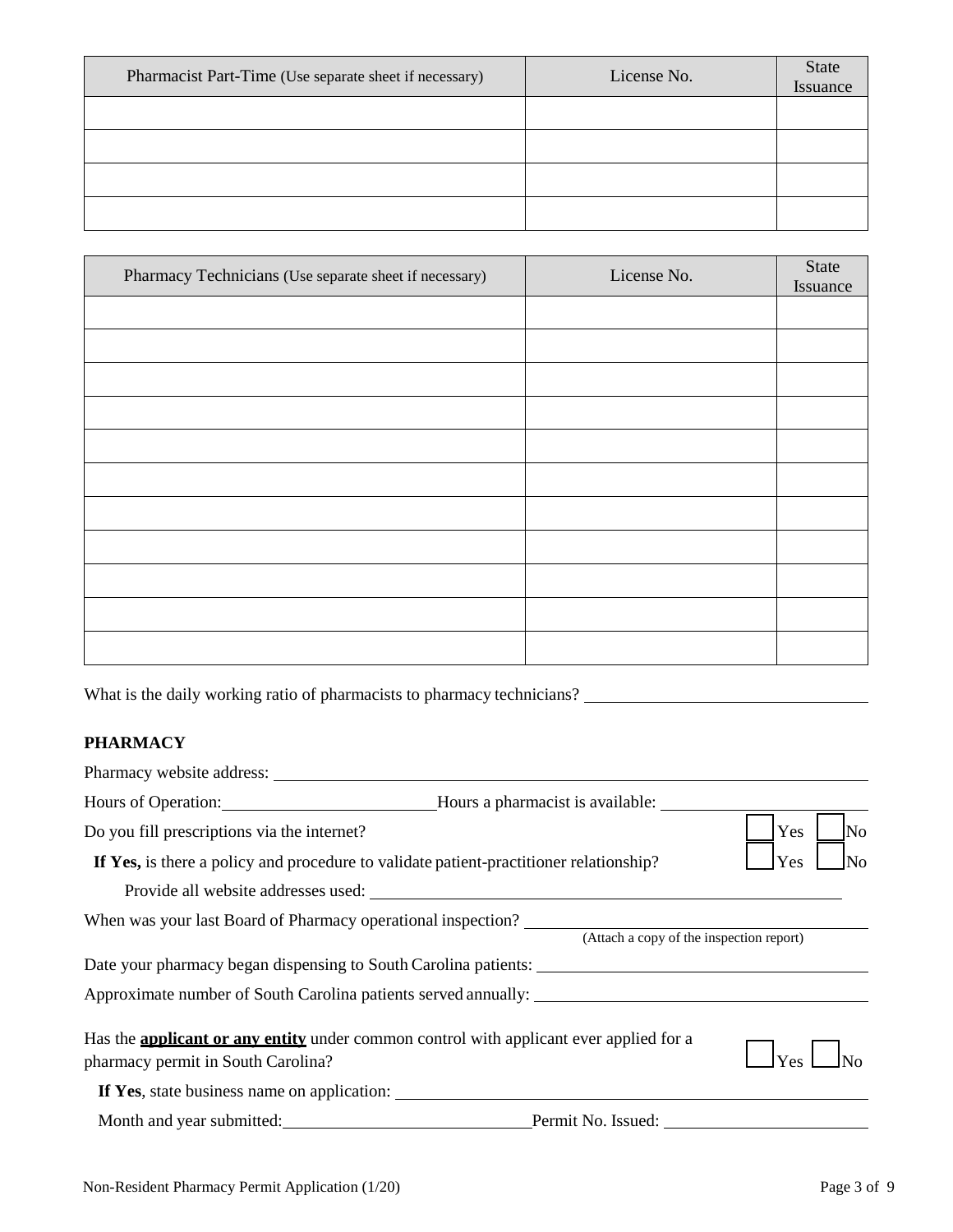| Pharmacist Part-Time (Use separate sheet if necessary) | License No. | State Issuance |
|---|---|---|
| | | |
| | | |
| | | |
| | | |

| Pharmacy Technicians (Use separate sheet if necessary) | License No. | State Issuance |
|---|---|---|
| | | |
| | | |
| | | |
| | | |
| | | |
| | | |
| | | |
| | | |
| | | |
| | | |
| | | |

What is the daily working ratio of pharmacists to pharmacy technicians? ______________________________

**PHARMACY**

Pharmacy website address: ______________________________

Hours of Operation: ________________________ Hours a pharmacist is available: ________________________

Do you fill prescriptions via the internet? ☐ Yes ☐ No

**If Yes,** is there a policy and procedure to validate patient-practitioner relationship? ☐ Yes ☐ No

Provide all website addresses used: ______________________________

When was your last Board of Pharmacy operational inspection? ______________________________
(Attach a copy of the inspection report)

Date your pharmacy began dispensing to South Carolina patients: ______________________________

Approximate number of South Carolina patients served annually: ______________________________

Has the **applicant or any entity** under common control with applicant ever applied for a pharmacy permit in South Carolina? ☐ Yes ☐ No

**If Yes**, state business name on application: ______________________________

Month and year submitted: ____________________________ Permit No. Issued: ________________________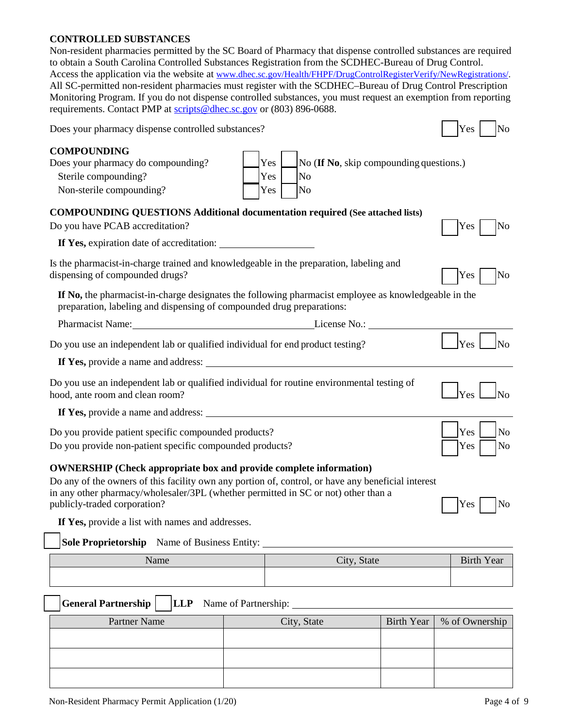## CONTROLLED SUBSTANCES

Non-resident pharmacies permitted by the SC Board of Pharmacy that dispense controlled substances are required to obtain a South Carolina Controlled Substances Registration from the SCDHEC-Bureau of Drug Control. Access the application via the website at www.dhec.sc.gov/Health/FHPF/DrugControlRegisterVerify/NewRegistrations/. All SC-permitted non-resident pharmacies must register with the SCDHEC–Bureau of Drug Control Prescription Monitoring Program. If you do not dispense controlled substances, you must request an exemption from reporting requirements. Contact PMP at scripts@dhec.sc.gov or (803) 896-0688.

Does your pharmacy dispense controlled substances? ☐ Yes ☐ No

## COMPOUNDING

Does your pharmacy do compounding? ☐ Yes ☐ No (**If No**, skip compounding questions.)

Sterile compounding? ☐ Yes ☐ No

Non-sterile compounding? ☐ Yes ☐ No

**COMPOUNDING QUESTIONS Additional documentation required (See attached lists)**

Do you have PCAB accreditation? ☐ Yes ☐ No

**If Yes,** expiration date of accreditation: ___________________

Is the pharmacist-in-charge trained and knowledgeable in the preparation, labeling and dispensing of compounded drugs? ☐ Yes ☐ No

**If No,** the pharmacist-in-charge designates the following pharmacist employee as knowledgeable in the preparation, labeling and dispensing of compounded drug preparations:

Pharmacist Name: ___________________________________ License No.: ___________________

Do you use an independent lab or qualified individual for end product testing? ☐ Yes ☐ No

**If Yes,** provide a name and address: ___________________________________________

Do you use an independent lab or qualified individual for routine environmental testing of hood, ante room and clean room? ☐ Yes ☐ No

**If Yes,** provide a name and address: ___________________________________________

Do you provide patient specific compounded products? ☐ Yes ☐ No

Do you provide non-patient specific compounded products? ☐ Yes ☐ No

## OWNERSHIP (Check appropriate box and provide complete information)

Do any of the owners of this facility own any portion of, control, or have any beneficial interest in any other pharmacy/wholesaler/3PL (whether permitted in SC or not) other than a publicly-traded corporation? ☐ Yes ☐ No

**If Yes,** provide a list with names and addresses.

☐ **Sole Proprietorship** Name of Business Entity: ___________________________________

| Name | City, State | Birth Year |
|---|---|---|
| | | |

☐ **General Partnership** ☐ **LLP** Name of Partnership: ___________________________________

| Partner Name | City, State | Birth Year | % of Ownership |
|---|---|---|---|
| | | | |
| | | | |
| | | | |

Non-Resident Pharmacy Permit Application (1/20)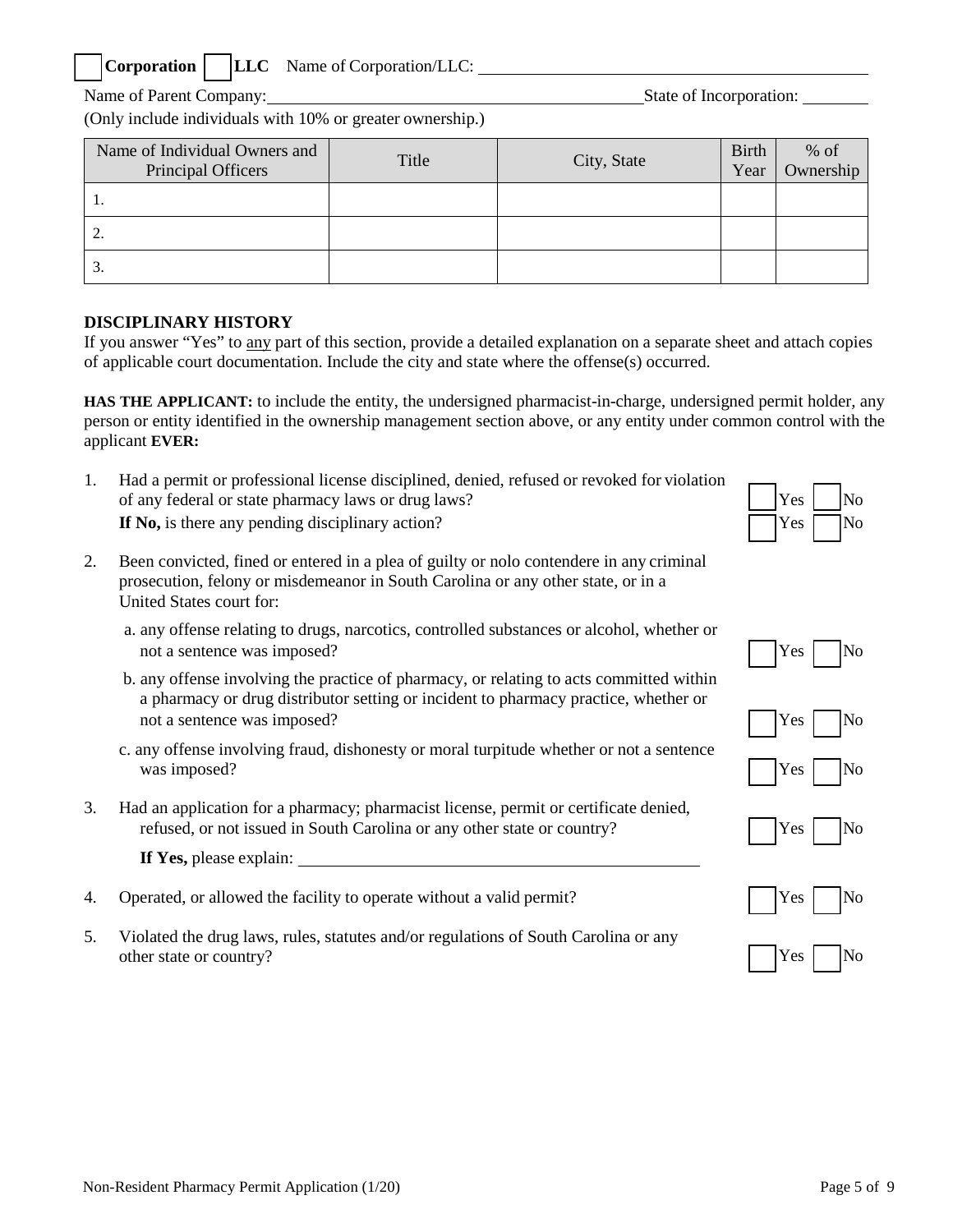☐ **Corporation** ☐ **LLC** Name of Corporation/LLC: ______________________________

Name of Parent Company: ______________________________ State of Incorporation: ________

(Only include individuals with 10% or greater ownership.)

| Name of Individual Owners and Principal Officers | Title | City, State | Birth Year | % of Ownership |
|---|---|---|---|---|
| 1. | | | | |
| 2. | | | | |
| 3. | | | | |

### DISCIPLINARY HISTORY

If you answer "Yes" to <u>any</u> part of this section, provide a detailed explanation on a separate sheet and attach copies of applicable court documentation. Include the city and state where the offense(s) occurred.

**HAS THE APPLICANT:** to include the entity, the undersigned pharmacist-in-charge, undersigned permit holder, any person or entity identified in the ownership management section above, or any entity under common control with the applicant **EVER:**

1. Had a permit or professional license disciplined, denied, refused or revoked for violation of any federal or state pharmacy laws or drug laws? ☐ Yes ☐ No
   **If No,** is there any pending disciplinary action? ☐ Yes ☐ No

2. Been convicted, fined or entered in a plea of guilty or nolo contendere in any criminal prosecution, felony or misdemeanor in South Carolina or any other state, or in a United States court for:
   a. any offense relating to drugs, narcotics, controlled substances or alcohol, whether or not a sentence was imposed? ☐ Yes ☐ No
   b. any offense involving the practice of pharmacy, or relating to acts committed within a pharmacy or drug distributor setting or incident to pharmacy practice, whether or not a sentence was imposed? ☐ Yes ☐ No
   c. any offense involving fraud, dishonesty or moral turpitude whether or not a sentence was imposed? ☐ Yes ☐ No

3. Had an application for a pharmacy; pharmacist license, permit or certificate denied, refused, or not issued in South Carolina or any other state or country? ☐ Yes ☐ No
   **If Yes,** please explain: ______________________________

4. Operated, or allowed the facility to operate without a valid permit? ☐ Yes ☐ No

5. Violated the drug laws, rules, statutes and/or regulations of South Carolina or any other state or country? ☐ Yes ☐ No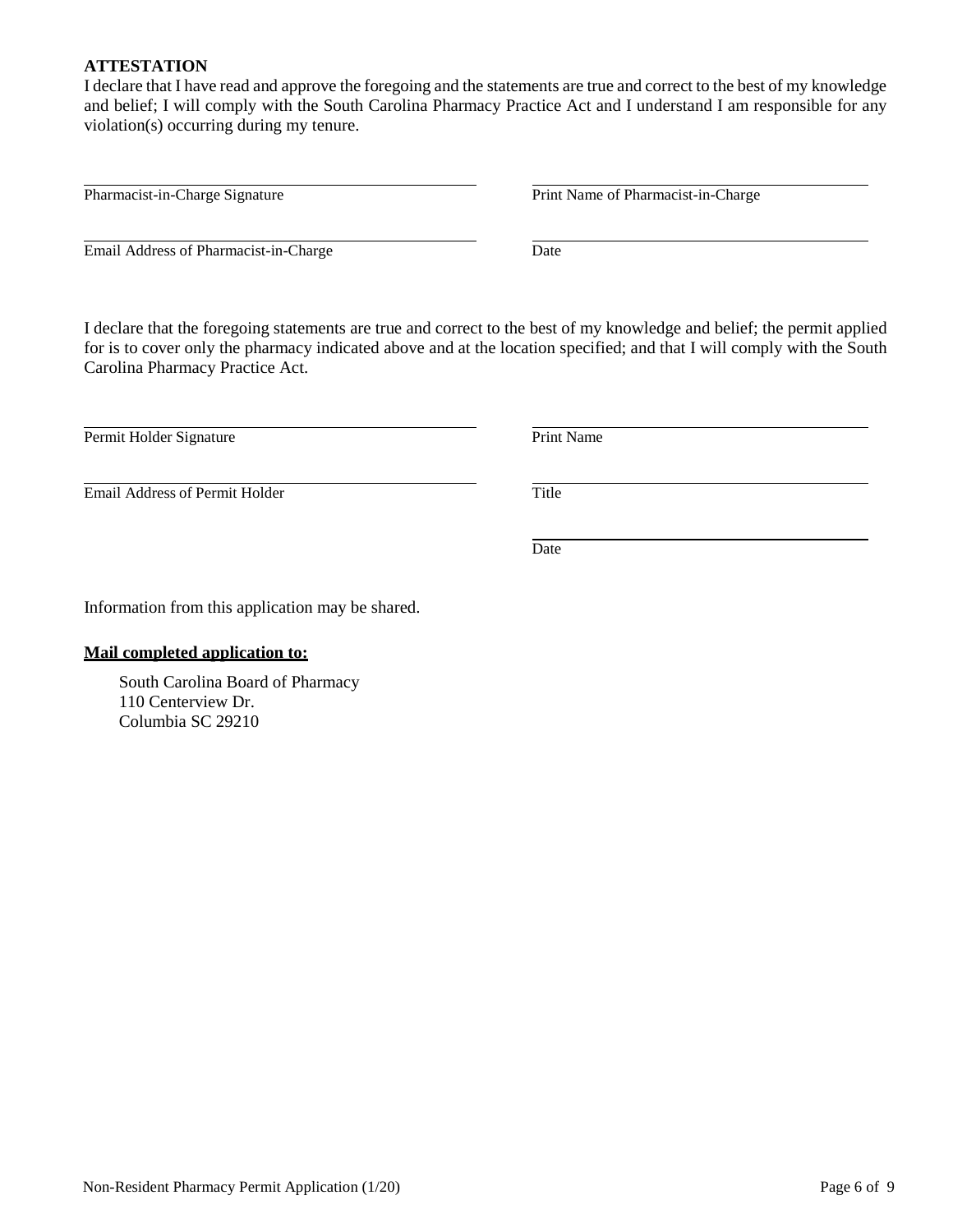**ATTESTATION**

I declare that I have read and approve the foregoing and the statements are true and correct to the best of my knowledge and belief; I will comply with the South Carolina Pharmacy Practice Act and I understand I am responsible for any violation(s) occurring during my tenure.

| | |
|---|---|
| Pharmacist-in-Charge Signature | Print Name of Pharmacist-in-Charge |
| Email Address of Pharmacist-in-Charge | Date |

I declare that the foregoing statements are true and correct to the best of my knowledge and belief; the permit applied for is to cover only the pharmacy indicated above and at the location specified; and that I will comply with the South Carolina Pharmacy Practice Act.

| | |
|---|---|
| Permit Holder Signature | Print Name |
| Email Address of Permit Holder | Title |
| | Date |

Information from this application may be shared.

**Mail completed application to:**

South Carolina Board of Pharmacy
110 Centerview Dr.
Columbia SC 29210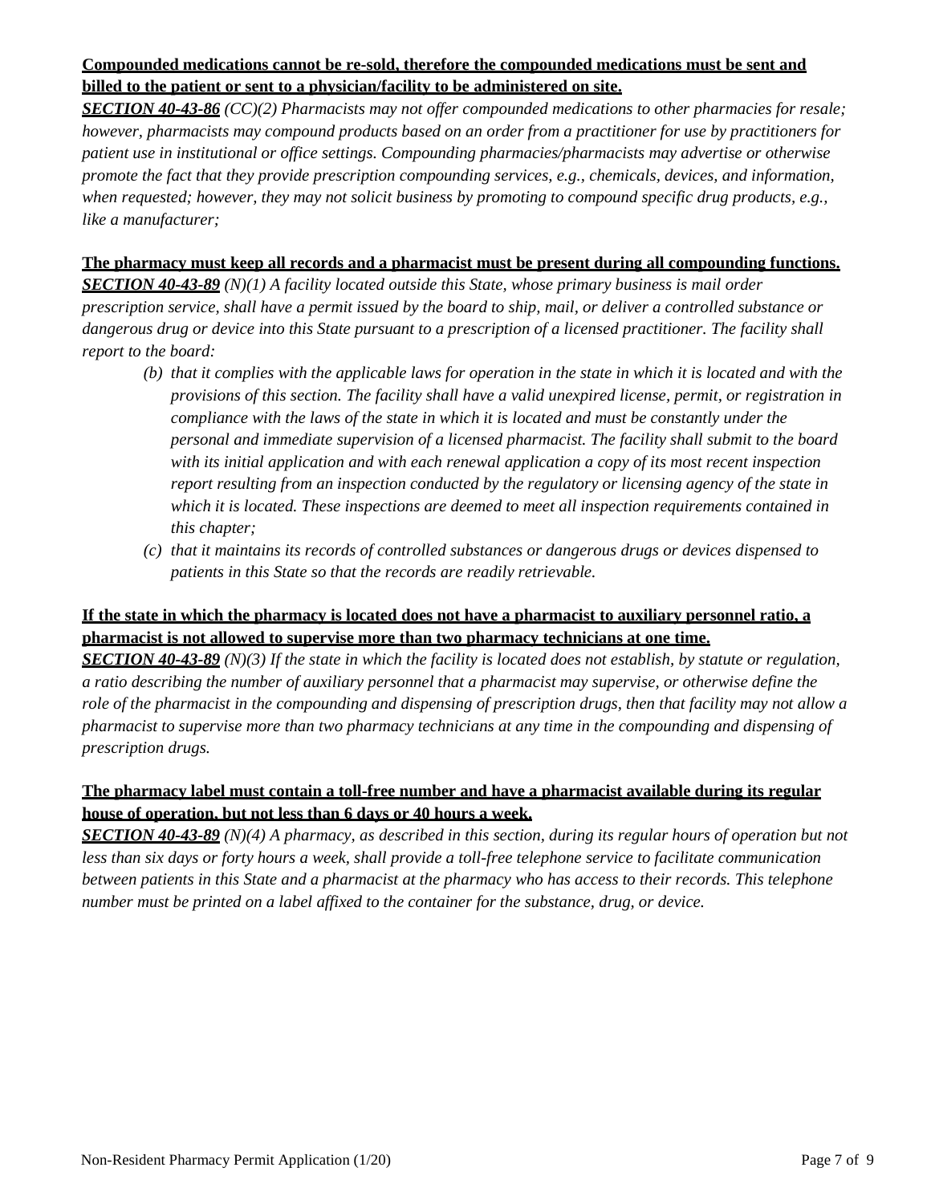**Compounded medications cannot be re-sold, therefore the compounded medications must be sent and billed to the patient or sent to a physician/facility to be administered on site.**

***SECTION 40-43-86*** *(CC)(2) Pharmacists may not offer compounded medications to other pharmacies for resale; however, pharmacists may compound products based on an order from a practitioner for use by practitioners for patient use in institutional or office settings. Compounding pharmacies/pharmacists may advertise or otherwise promote the fact that they provide prescription compounding services, e.g., chemicals, devices, and information, when requested; however, they may not solicit business by promoting to compound specific drug products, e.g., like a manufacturer;*

**The pharmacy must keep all records and a pharmacist must be present during all compounding functions.**

***SECTION 40-43-89*** *(N)(1) A facility located outside this State, whose primary business is mail order prescription service, shall have a permit issued by the board to ship, mail, or deliver a controlled substance or dangerous drug or device into this State pursuant to a prescription of a licensed practitioner. The facility shall report to the board:*

- *(b) that it complies with the applicable laws for operation in the state in which it is located and with the provisions of this section. The facility shall have a valid unexpired license, permit, or registration in compliance with the laws of the state in which it is located and must be constantly under the personal and immediate supervision of a licensed pharmacist. The facility shall submit to the board with its initial application and with each renewal application a copy of its most recent inspection report resulting from an inspection conducted by the regulatory or licensing agency of the state in which it is located. These inspections are deemed to meet all inspection requirements contained in this chapter;*
- *(c) that it maintains its records of controlled substances or dangerous drugs or devices dispensed to patients in this State so that the records are readily retrievable.*

**If the state in which the pharmacy is located does not have a pharmacist to auxiliary personnel ratio, a pharmacist is not allowed to supervise more than two pharmacy technicians at one time.**

***SECTION 40-43-89*** *(N)(3) If the state in which the facility is located does not establish, by statute or regulation, a ratio describing the number of auxiliary personnel that a pharmacist may supervise, or otherwise define the role of the pharmacist in the compounding and dispensing of prescription drugs, then that facility may not allow a pharmacist to supervise more than two pharmacy technicians at any time in the compounding and dispensing of prescription drugs.*

**The pharmacy label must contain a toll-free number and have a pharmacist available during its regular house of operation, but not less than 6 days or 40 hours a week.**

***SECTION 40-43-89*** *(N)(4) A pharmacy, as described in this section, during its regular hours of operation but not less than six days or forty hours a week, shall provide a toll-free telephone service to facilitate communication between patients in this State and a pharmacist at the pharmacy who has access to their records. This telephone number must be printed on a label affixed to the container for the substance, drug, or device.*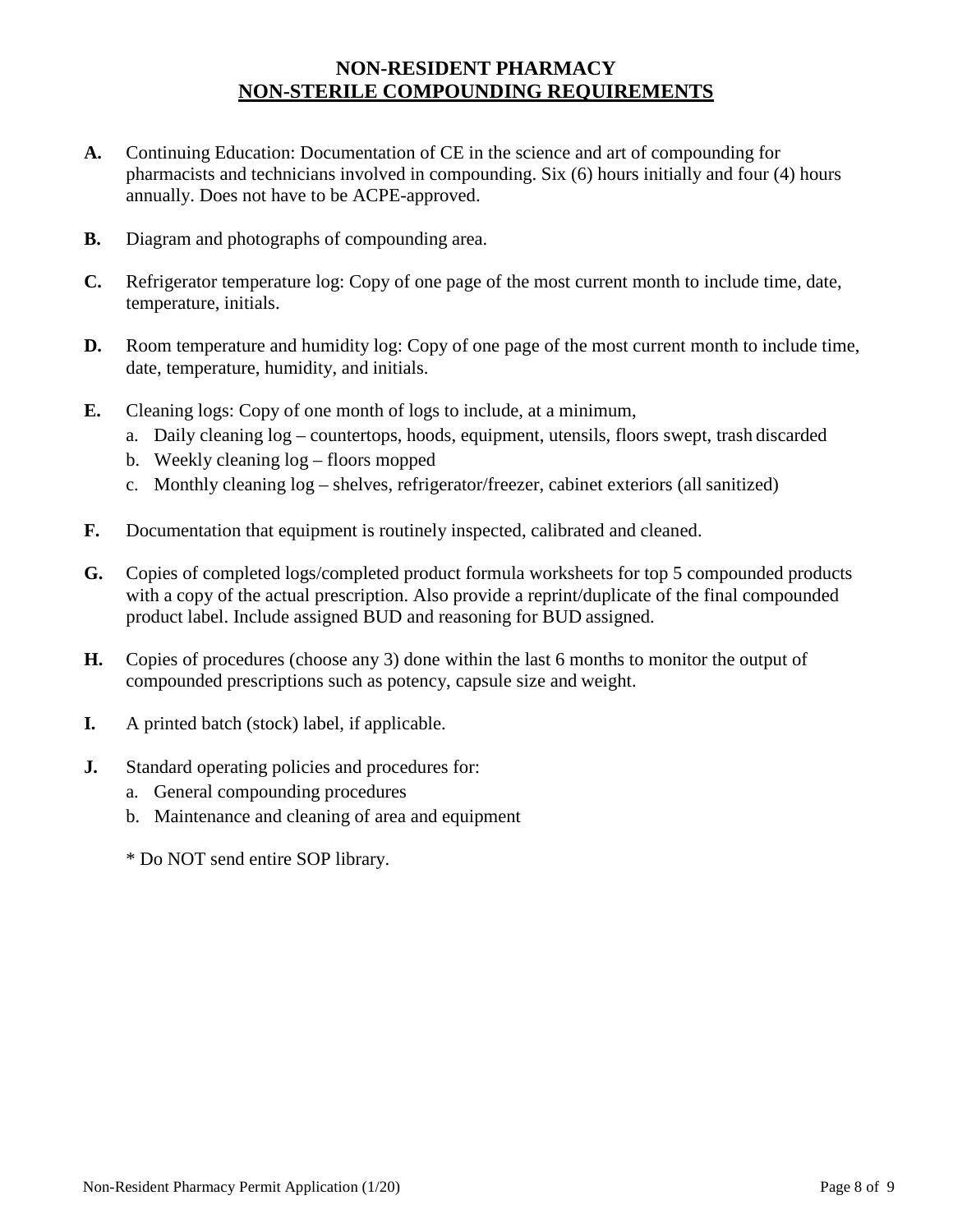# NON-RESIDENT PHARMACY

## NON-STERILE COMPOUNDING REQUIREMENTS

**A.** Continuing Education: Documentation of CE in the science and art of compounding for pharmacists and technicians involved in compounding. Six (6) hours initially and four (4) hours annually. Does not have to be ACPE-approved.

**B.** Diagram and photographs of compounding area.

**C.** Refrigerator temperature log: Copy of one page of the most current month to include time, date, temperature, initials.

**D.** Room temperature and humidity log: Copy of one page of the most current month to include time, date, temperature, humidity, and initials.

**E.** Cleaning logs: Copy of one month of logs to include, at a minimum,

   a. Daily cleaning log – countertops, hoods, equipment, utensils, floors swept, trash discarded
   b. Weekly cleaning log – floors mopped
   c. Monthly cleaning log – shelves, refrigerator/freezer, cabinet exteriors (all sanitized)

**F.** Documentation that equipment is routinely inspected, calibrated and cleaned.

**G.** Copies of completed logs/completed product formula worksheets for top 5 compounded products with a copy of the actual prescription. Also provide a reprint/duplicate of the final compounded product label. Include assigned BUD and reasoning for BUD assigned.

**H.** Copies of procedures (choose any 3) done within the last 6 months to monitor the output of compounded prescriptions such as potency, capsule size and weight.

**I.** A printed batch (stock) label, if applicable.

**J.** Standard operating policies and procedures for:

   a. General compounding procedures
   b. Maintenance and cleaning of area and equipment

   * Do NOT send entire SOP library.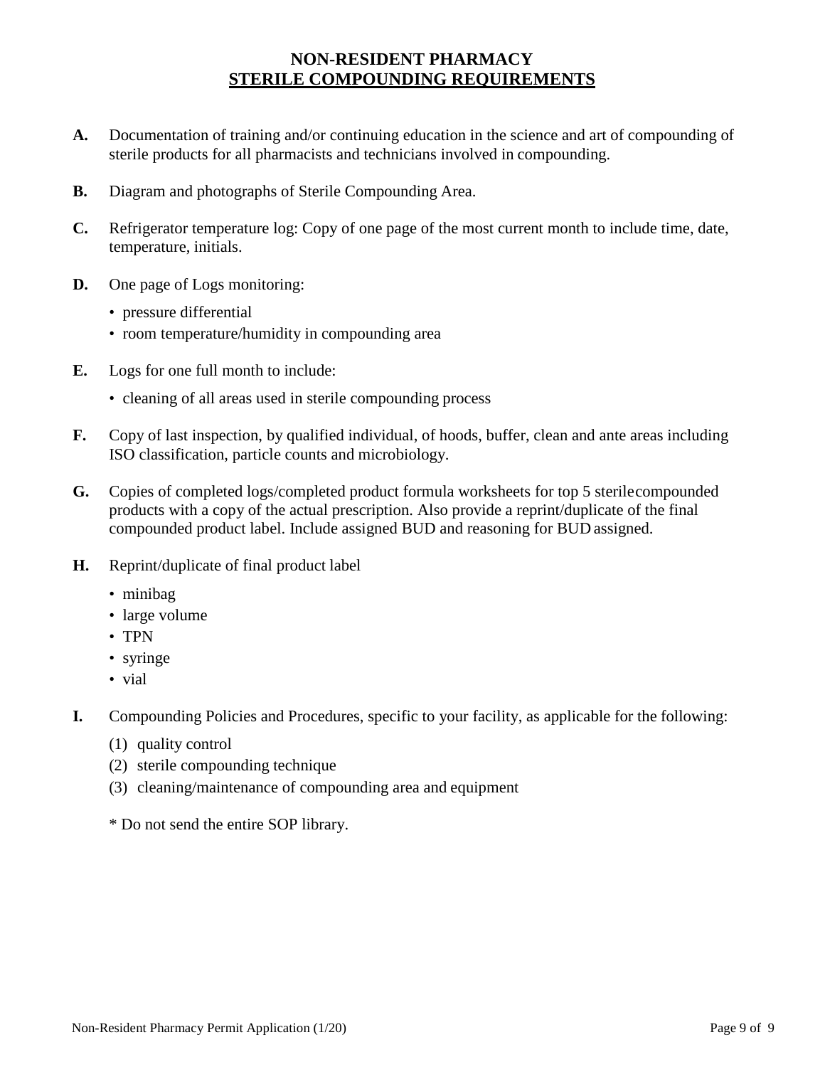# NON-RESIDENT PHARMACY
## STERILE COMPOUNDING REQUIREMENTS

**A.** Documentation of training and/or continuing education in the science and art of compounding of sterile products for all pharmacists and technicians involved in compounding.

**B.** Diagram and photographs of Sterile Compounding Area.

**C.** Refrigerator temperature log: Copy of one page of the most current month to include time, date, temperature, initials.

**D.** One page of Logs monitoring:

- pressure differential
- room temperature/humidity in compounding area

**E.** Logs for one full month to include:

- cleaning of all areas used in sterile compounding process

**F.** Copy of last inspection, by qualified individual, of hoods, buffer, clean and ante areas including ISO classification, particle counts and microbiology.

**G.** Copies of completed logs/completed product formula worksheets for top 5 sterile compounded products with a copy of the actual prescription. Also provide a reprint/duplicate of the final compounded product label. Include assigned BUD and reasoning for BUD assigned.

**H.** Reprint/duplicate of final product label

- minibag
- large volume
- TPN
- syringe
- vial

**I.** Compounding Policies and Procedures, specific to your facility, as applicable for the following:

(1) quality control
(2) sterile compounding technique
(3) cleaning/maintenance of compounding area and equipment

* Do not send the entire SOP library.